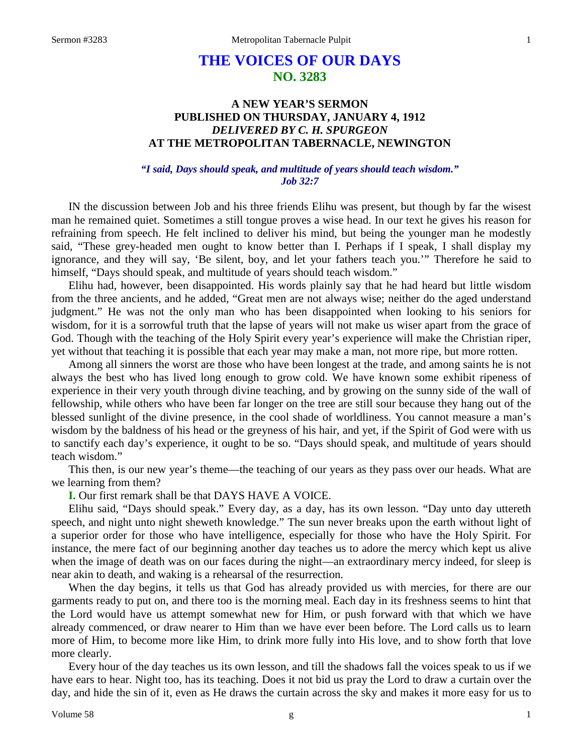# THE VOICES OF OUR DAYS
## NO. 3283

### A NEW YEAR'S SERMON
### PUBLISHED ON THURSDAY, JANUARY 4, 1912
### *DELIVERED BY C. H. SPURGEON*
### AT THE METROPOLITAN TABERNACLE, NEWINGTON

***"I said, Days should speak, and multitude of years should teach wisdom." Job 32:7***

IN the discussion between Job and his three friends Elihu was present, but though by far the wisest man he remained quiet. Sometimes a still tongue proves a wise head. In our text he gives his reason for refraining from speech. He felt inclined to deliver his mind, but being the younger man he modestly said, "These grey-headed men ought to know better than I. Perhaps if I speak, I shall display my ignorance, and they will say, 'Be silent, boy, and let your fathers teach you.'" Therefore he said to himself, "Days should speak, and multitude of years should teach wisdom."

Elihu had, however, been disappointed. His words plainly say that he had heard but little wisdom from the three ancients, and he added, "Great men are not always wise; neither do the aged understand judgment." He was not the only man who has been disappointed when looking to his seniors for wisdom, for it is a sorrowful truth that the lapse of years will not make us wiser apart from the grace of God. Though with the teaching of the Holy Spirit every year's experience will make the Christian riper, yet without that teaching it is possible that each year may make a man, not more ripe, but more rotten.

Among all sinners the worst are those who have been longest at the trade, and among saints he is not always the best who has lived long enough to grow cold. We have known some exhibit ripeness of experience in their very youth through divine teaching, and by growing on the sunny side of the wall of fellowship, while others who have been far longer on the tree are still sour because they hang out of the blessed sunlight of the divine presence, in the cool shade of worldliness. You cannot measure a man's wisdom by the baldness of his head or the greyness of his hair, and yet, if the Spirit of God were with us to sanctify each day's experience, it ought to be so. "Days should speak, and multitude of years should teach wisdom."

This then, is our new year's theme—the teaching of our years as they pass over our heads. What are we learning from them?

**I.** Our first remark shall be that DAYS HAVE A VOICE.

Elihu said, "Days should speak." Every day, as a day, has its own lesson. "Day unto day uttereth speech, and night unto night sheweth knowledge." The sun never breaks upon the earth without light of a superior order for those who have intelligence, especially for those who have the Holy Spirit. For instance, the mere fact of our beginning another day teaches us to adore the mercy which kept us alive when the image of death was on our faces during the night—an extraordinary mercy indeed, for sleep is near akin to death, and waking is a rehearsal of the resurrection.

When the day begins, it tells us that God has already provided us with mercies, for there are our garments ready to put on, and there too is the morning meal. Each day in its freshness seems to hint that the Lord would have us attempt somewhat new for Him, or push forward with that which we have already commenced, or draw nearer to Him than we have ever been before. The Lord calls us to learn more of Him, to become more like Him, to drink more fully into His love, and to show forth that love more clearly.

Every hour of the day teaches us its own lesson, and till the shadows fall the voices speak to us if we have ears to hear. Night too, has its teaching. Does it not bid us pray the Lord to draw a curtain over the day, and hide the sin of it, even as He draws the curtain across the sky and makes it more easy for us to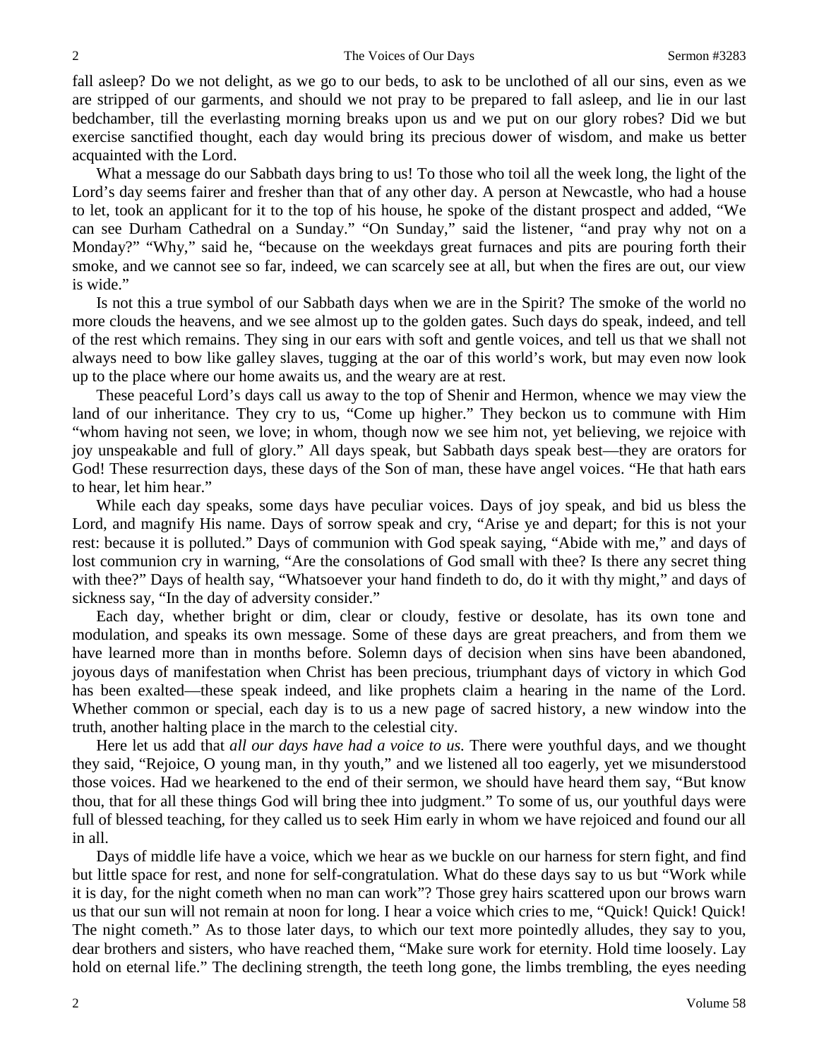fall asleep? Do we not delight, as we go to our beds, to ask to be unclothed of all our sins, even as we are stripped of our garments, and should we not pray to be prepared to fall asleep, and lie in our last bedchamber, till the everlasting morning breaks upon us and we put on our glory robes? Did we but exercise sanctified thought, each day would bring its precious dower of wisdom, and make us better acquainted with the Lord.

What a message do our Sabbath days bring to us! To those who toil all the week long, the light of the Lord's day seems fairer and fresher than that of any other day. A person at Newcastle, who had a house to let, took an applicant for it to the top of his house, he spoke of the distant prospect and added, "We can see Durham Cathedral on a Sunday." "On Sunday," said the listener, "and pray why not on a Monday?" "Why," said he, "because on the weekdays great furnaces and pits are pouring forth their smoke, and we cannot see so far, indeed, we can scarcely see at all, but when the fires are out, our view is wide."

Is not this a true symbol of our Sabbath days when we are in the Spirit? The smoke of the world no more clouds the heavens, and we see almost up to the golden gates. Such days do speak, indeed, and tell of the rest which remains. They sing in our ears with soft and gentle voices, and tell us that we shall not always need to bow like galley slaves, tugging at the oar of this world's work, but may even now look up to the place where our home awaits us, and the weary are at rest.

These peaceful Lord's days call us away to the top of Shenir and Hermon, whence we may view the land of our inheritance. They cry to us, "Come up higher." They beckon us to commune with Him "whom having not seen, we love; in whom, though now we see him not, yet believing, we rejoice with joy unspeakable and full of glory." All days speak, but Sabbath days speak best—they are orators for God! These resurrection days, these days of the Son of man, these have angel voices. "He that hath ears to hear, let him hear."

While each day speaks, some days have peculiar voices. Days of joy speak, and bid us bless the Lord, and magnify His name. Days of sorrow speak and cry, "Arise ye and depart; for this is not your rest: because it is polluted." Days of communion with God speak saying, "Abide with me," and days of lost communion cry in warning, "Are the consolations of God small with thee? Is there any secret thing with thee?" Days of health say, "Whatsoever your hand findeth to do, do it with thy might," and days of sickness say, "In the day of adversity consider."

Each day, whether bright or dim, clear or cloudy, festive or desolate, has its own tone and modulation, and speaks its own message. Some of these days are great preachers, and from them we have learned more than in months before. Solemn days of decision when sins have been abandoned, joyous days of manifestation when Christ has been precious, triumphant days of victory in which God has been exalted—these speak indeed, and like prophets claim a hearing in the name of the Lord. Whether common or special, each day is to us a new page of sacred history, a new window into the truth, another halting place in the march to the celestial city.

Here let us add that *all our days have had a voice to us.* There were youthful days, and we thought they said, "Rejoice, O young man, in thy youth," and we listened all too eagerly, yet we misunderstood those voices. Had we hearkened to the end of their sermon, we should have heard them say, "But know thou, that for all these things God will bring thee into judgment." To some of us, our youthful days were full of blessed teaching, for they called us to seek Him early in whom we have rejoiced and found our all in all.

Days of middle life have a voice, which we hear as we buckle on our harness for stern fight, and find but little space for rest, and none for self-congratulation. What do these days say to us but "Work while it is day, for the night cometh when no man can work"? Those grey hairs scattered upon our brows warn us that our sun will not remain at noon for long. I hear a voice which cries to me, "Quick! Quick! Quick! The night cometh." As to those later days, to which our text more pointedly alludes, they say to you, dear brothers and sisters, who have reached them, "Make sure work for eternity. Hold time loosely. Lay hold on eternal life." The declining strength, the teeth long gone, the limbs trembling, the eyes needing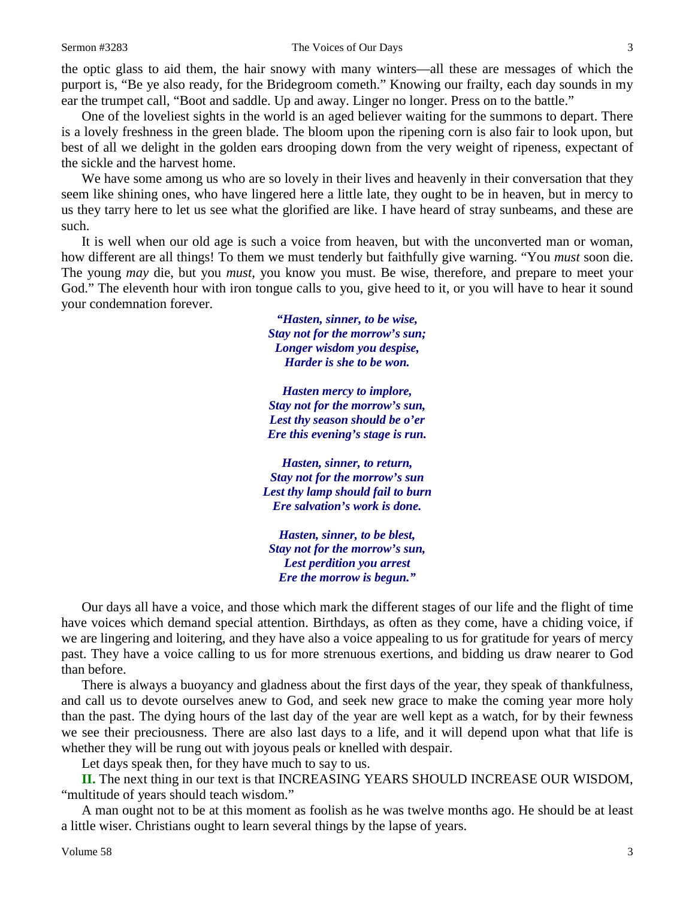the optic glass to aid them, the hair snowy with many winters—all these are messages of which the purport is, "Be ye also ready, for the Bridegroom cometh." Knowing our frailty, each day sounds in my ear the trumpet call, "Boot and saddle. Up and away. Linger no longer. Press on to the battle."

One of the loveliest sights in the world is an aged believer waiting for the summons to depart. There is a lovely freshness in the green blade. The bloom upon the ripening corn is also fair to look upon, but best of all we delight in the golden ears drooping down from the very weight of ripeness, expectant of the sickle and the harvest home.

We have some among us who are so lovely in their lives and heavenly in their conversation that they seem like shining ones, who have lingered here a little late, they ought to be in heaven, but in mercy to us they tarry here to let us see what the glorified are like. I have heard of stray sunbeams, and these are such.

It is well when our old age is such a voice from heaven, but with the unconverted man or woman, how different are all things! To them we must tenderly but faithfully give warning. "You *must* soon die. The young *may* die, but you *must,* you know you must. Be wise, therefore, and prepare to meet your God." The eleventh hour with iron tongue calls to you, give heed to it, or you will have to hear it sound your condemnation forever.

> ***"Hasten, sinner, to be wise,***
> ***Stay not for the morrow's sun;***
> ***Longer wisdom you despise,***
> ***Harder is she to be won.***
>
> ***Hasten mercy to implore,***
> ***Stay not for the morrow's sun,***
> ***Lest thy season should be o'er***
> ***Ere this evening's stage is run.***
>
> ***Hasten, sinner, to return,***
> ***Stay not for the morrow's sun***
> ***Lest thy lamp should fail to burn***
> ***Ere salvation's work is done.***
>
> ***Hasten, sinner, to be blest,***
> ***Stay not for the morrow's sun,***
> ***Lest perdition you arrest***
> ***Ere the morrow is begun."***

Our days all have a voice, and those which mark the different stages of our life and the flight of time have voices which demand special attention. Birthdays, as often as they come, have a chiding voice, if we are lingering and loitering, and they have also a voice appealing to us for gratitude for years of mercy past. They have a voice calling to us for more strenuous exertions, and bidding us draw nearer to God than before.

There is always a buoyancy and gladness about the first days of the year, they speak of thankfulness, and call us to devote ourselves anew to God, and seek new grace to make the coming year more holy than the past. The dying hours of the last day of the year are well kept as a watch, for by their fewness we see their preciousness. There are also last days to a life, and it will depend upon what that life is whether they will be rung out with joyous peals or knelled with despair.

Let days speak then, for they have much to say to us.

**II.** The next thing in our text is that INCREASING YEARS SHOULD INCREASE OUR WISDOM, "multitude of years should teach wisdom."

A man ought not to be at this moment as foolish as he was twelve months ago. He should be at least a little wiser. Christians ought to learn several things by the lapse of years.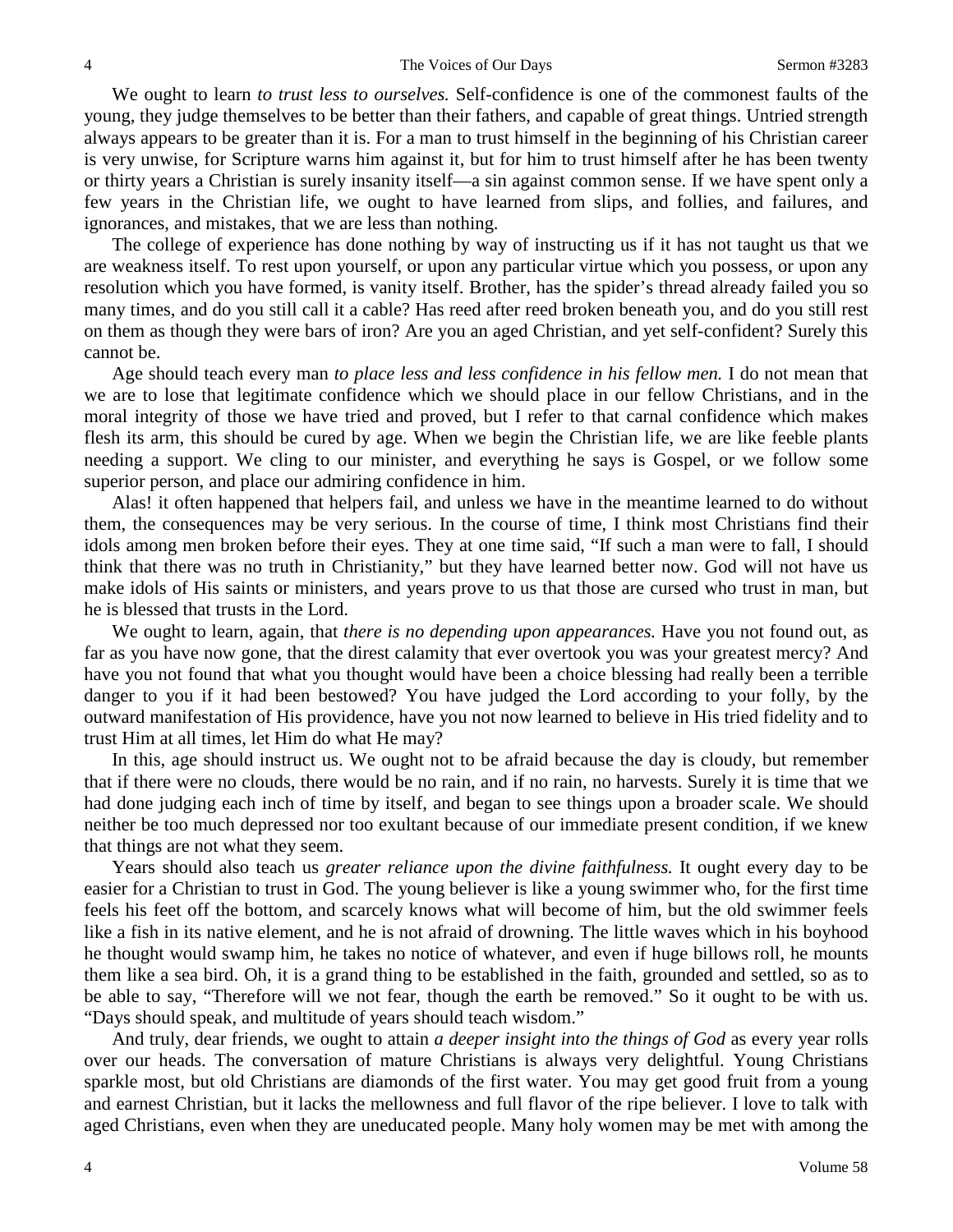We ought to learn *to trust less to ourselves.* Self-confidence is one of the commonest faults of the young, they judge themselves to be better than their fathers, and capable of great things. Untried strength always appears to be greater than it is. For a man to trust himself in the beginning of his Christian career is very unwise, for Scripture warns him against it, but for him to trust himself after he has been twenty or thirty years a Christian is surely insanity itself—a sin against common sense. If we have spent only a few years in the Christian life, we ought to have learned from slips, and follies, and failures, and ignorances, and mistakes, that we are less than nothing.

The college of experience has done nothing by way of instructing us if it has not taught us that we are weakness itself. To rest upon yourself, or upon any particular virtue which you possess, or upon any resolution which you have formed, is vanity itself. Brother, has the spider's thread already failed you so many times, and do you still call it a cable? Has reed after reed broken beneath you, and do you still rest on them as though they were bars of iron? Are you an aged Christian, and yet self-confident? Surely this cannot be.

Age should teach every man *to place less and less confidence in his fellow men.* I do not mean that we are to lose that legitimate confidence which we should place in our fellow Christians, and in the moral integrity of those we have tried and proved, but I refer to that carnal confidence which makes flesh its arm, this should be cured by age. When we begin the Christian life, we are like feeble plants needing a support. We cling to our minister, and everything he says is Gospel, or we follow some superior person, and place our admiring confidence in him.

Alas! it often happened that helpers fail, and unless we have in the meantime learned to do without them, the consequences may be very serious. In the course of time, I think most Christians find their idols among men broken before their eyes. They at one time said, "If such a man were to fall, I should think that there was no truth in Christianity," but they have learned better now. God will not have us make idols of His saints or ministers, and years prove to us that those are cursed who trust in man, but he is blessed that trusts in the Lord.

We ought to learn, again, that *there is no depending upon appearances.* Have you not found out, as far as you have now gone, that the direst calamity that ever overtook you was your greatest mercy? And have you not found that what you thought would have been a choice blessing had really been a terrible danger to you if it had been bestowed? You have judged the Lord according to your folly, by the outward manifestation of His providence, have you not now learned to believe in His tried fidelity and to trust Him at all times, let Him do what He may?

In this, age should instruct us. We ought not to be afraid because the day is cloudy, but remember that if there were no clouds, there would be no rain, and if no rain, no harvests. Surely it is time that we had done judging each inch of time by itself, and began to see things upon a broader scale. We should neither be too much depressed nor too exultant because of our immediate present condition, if we knew that things are not what they seem.

Years should also teach us *greater reliance upon the divine faithfulness.* It ought every day to be easier for a Christian to trust in God. The young believer is like a young swimmer who, for the first time feels his feet off the bottom, and scarcely knows what will become of him, but the old swimmer feels like a fish in its native element, and he is not afraid of drowning. The little waves which in his boyhood he thought would swamp him, he takes no notice of whatever, and even if huge billows roll, he mounts them like a sea bird. Oh, it is a grand thing to be established in the faith, grounded and settled, so as to be able to say, "Therefore will we not fear, though the earth be removed." So it ought to be with us. "Days should speak, and multitude of years should teach wisdom."

And truly, dear friends, we ought to attain *a deeper insight into the things of God* as every year rolls over our heads. The conversation of mature Christians is always very delightful. Young Christians sparkle most, but old Christians are diamonds of the first water. You may get good fruit from a young and earnest Christian, but it lacks the mellowness and full flavor of the ripe believer. I love to talk with aged Christians, even when they are uneducated people. Many holy women may be met with among the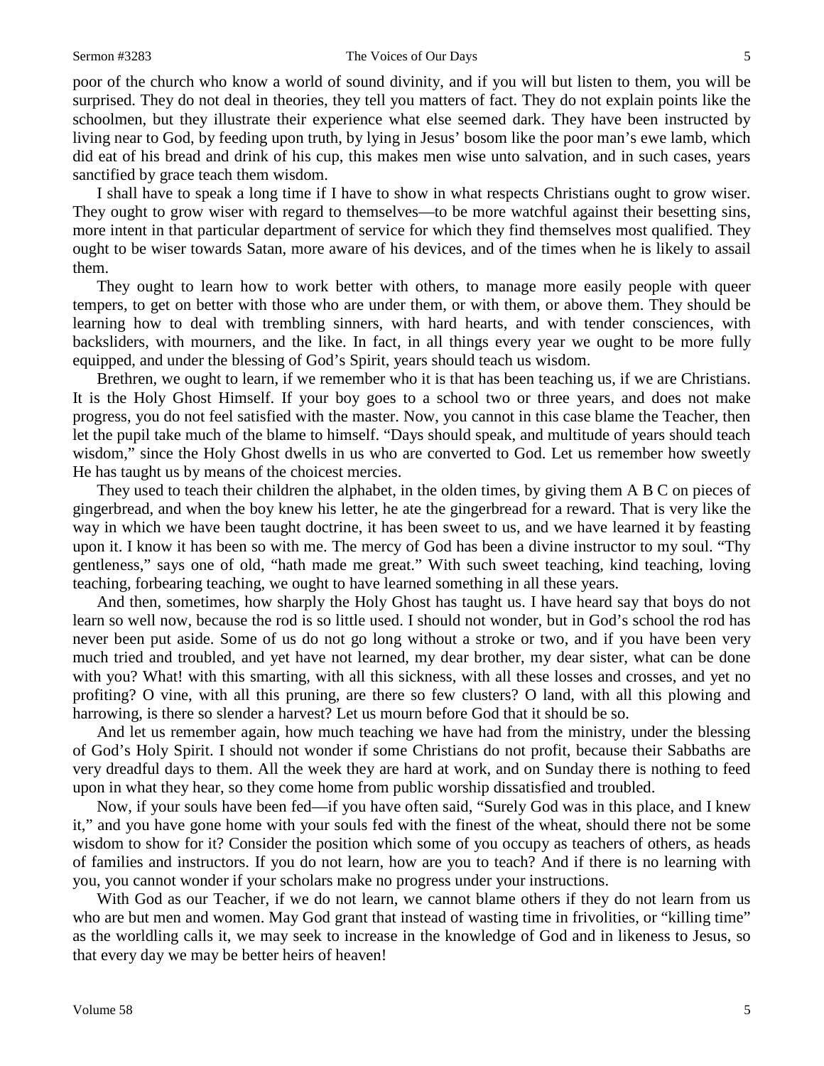poor of the church who know a world of sound divinity, and if you will but listen to them, you will be surprised. They do not deal in theories, they tell you matters of fact. They do not explain points like the schoolmen, but they illustrate their experience what else seemed dark. They have been instructed by living near to God, by feeding upon truth, by lying in Jesus' bosom like the poor man's ewe lamb, which did eat of his bread and drink of his cup, this makes men wise unto salvation, and in such cases, years sanctified by grace teach them wisdom.

I shall have to speak a long time if I have to show in what respects Christians ought to grow wiser. They ought to grow wiser with regard to themselves—to be more watchful against their besetting sins, more intent in that particular department of service for which they find themselves most qualified. They ought to be wiser towards Satan, more aware of his devices, and of the times when he is likely to assail them.

They ought to learn how to work better with others, to manage more easily people with queer tempers, to get on better with those who are under them, or with them, or above them. They should be learning how to deal with trembling sinners, with hard hearts, and with tender consciences, with backsliders, with mourners, and the like. In fact, in all things every year we ought to be more fully equipped, and under the blessing of God's Spirit, years should teach us wisdom.

Brethren, we ought to learn, if we remember who it is that has been teaching us, if we are Christians. It is the Holy Ghost Himself. If your boy goes to a school two or three years, and does not make progress, you do not feel satisfied with the master. Now, you cannot in this case blame the Teacher, then let the pupil take much of the blame to himself. "Days should speak, and multitude of years should teach wisdom," since the Holy Ghost dwells in us who are converted to God. Let us remember how sweetly He has taught us by means of the choicest mercies.

They used to teach their children the alphabet, in the olden times, by giving them A B C on pieces of gingerbread, and when the boy knew his letter, he ate the gingerbread for a reward. That is very like the way in which we have been taught doctrine, it has been sweet to us, and we have learned it by feasting upon it. I know it has been so with me. The mercy of God has been a divine instructor to my soul. "Thy gentleness," says one of old, "hath made me great." With such sweet teaching, kind teaching, loving teaching, forbearing teaching, we ought to have learned something in all these years.

And then, sometimes, how sharply the Holy Ghost has taught us. I have heard say that boys do not learn so well now, because the rod is so little used. I should not wonder, but in God's school the rod has never been put aside. Some of us do not go long without a stroke or two, and if you have been very much tried and troubled, and yet have not learned, my dear brother, my dear sister, what can be done with you? What! with this smarting, with all this sickness, with all these losses and crosses, and yet no profiting? O vine, with all this pruning, are there so few clusters? O land, with all this plowing and harrowing, is there so slender a harvest? Let us mourn before God that it should be so.

And let us remember again, how much teaching we have had from the ministry, under the blessing of God's Holy Spirit. I should not wonder if some Christians do not profit, because their Sabbaths are very dreadful days to them. All the week they are hard at work, and on Sunday there is nothing to feed upon in what they hear, so they come home from public worship dissatisfied and troubled.

Now, if your souls have been fed—if you have often said, "Surely God was in this place, and I knew it," and you have gone home with your souls fed with the finest of the wheat, should there not be some wisdom to show for it? Consider the position which some of you occupy as teachers of others, as heads of families and instructors. If you do not learn, how are you to teach? And if there is no learning with you, you cannot wonder if your scholars make no progress under your instructions.

With God as our Teacher, if we do not learn, we cannot blame others if they do not learn from us who are but men and women. May God grant that instead of wasting time in frivolities, or "killing time" as the worldling calls it, we may seek to increase in the knowledge of God and in likeness to Jesus, so that every day we may be better heirs of heaven!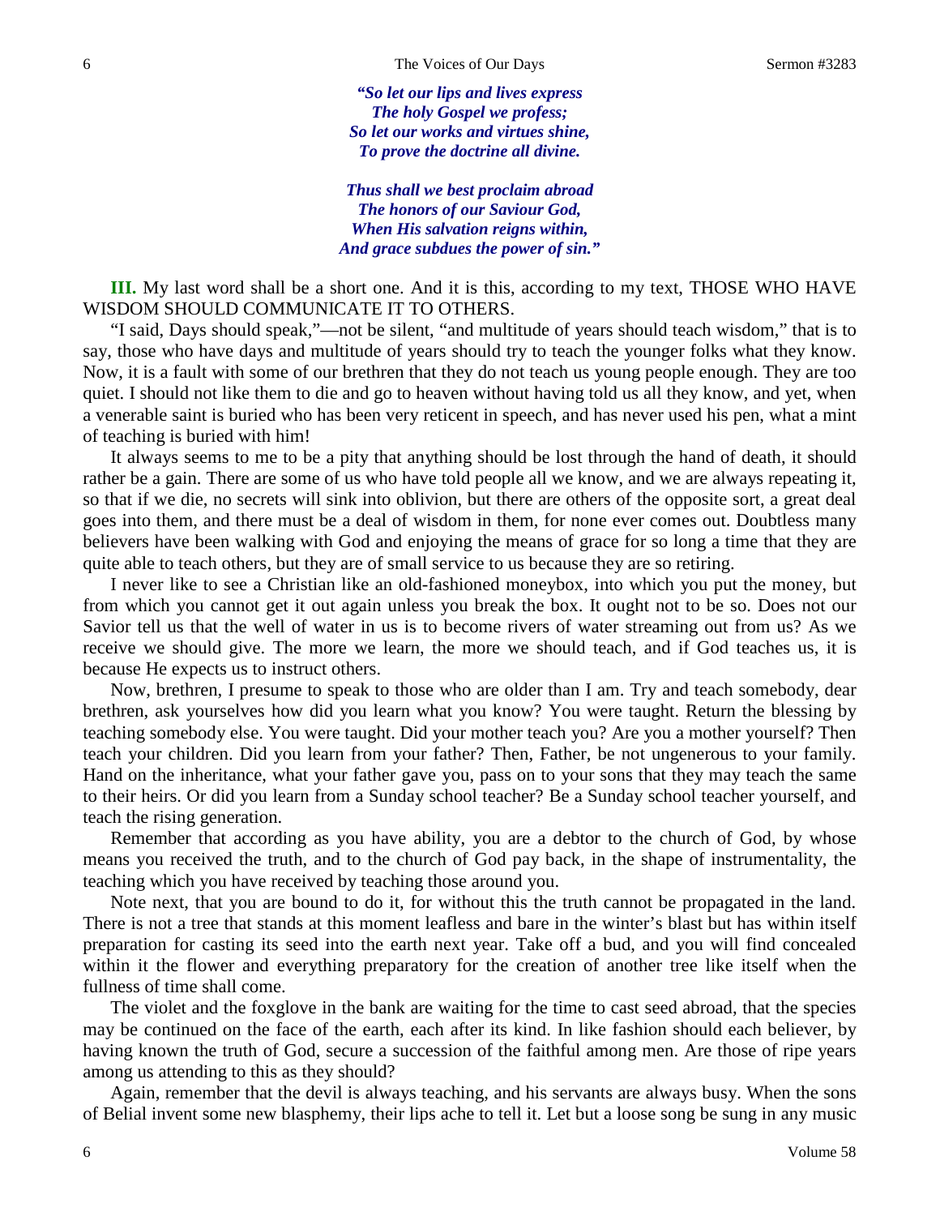*"So let our lips and lives express*
*The holy Gospel we profess;*
*So let our works and virtues shine,*
*To prove the doctrine all divine.*

*Thus shall we best proclaim abroad*
*The honors of our Saviour God,*
*When His salvation reigns within,*
*And grace subdues the power of sin."*

**III.** My last word shall be a short one. And it is this, according to my text, THOSE WHO HAVE WISDOM SHOULD COMMUNICATE IT TO OTHERS.

"I said, Days should speak,"—not be silent, "and multitude of years should teach wisdom," that is to say, those who have days and multitude of years should try to teach the younger folks what they know. Now, it is a fault with some of our brethren that they do not teach us young people enough. They are too quiet. I should not like them to die and go to heaven without having told us all they know, and yet, when a venerable saint is buried who has been very reticent in speech, and has never used his pen, what a mint of teaching is buried with him!

It always seems to me to be a pity that anything should be lost through the hand of death, it should rather be a gain. There are some of us who have told people all we know, and we are always repeating it, so that if we die, no secrets will sink into oblivion, but there are others of the opposite sort, a great deal goes into them, and there must be a deal of wisdom in them, for none ever comes out. Doubtless many believers have been walking with God and enjoying the means of grace for so long a time that they are quite able to teach others, but they are of small service to us because they are so retiring.

I never like to see a Christian like an old-fashioned moneybox, into which you put the money, but from which you cannot get it out again unless you break the box. It ought not to be so. Does not our Savior tell us that the well of water in us is to become rivers of water streaming out from us? As we receive we should give. The more we learn, the more we should teach, and if God teaches us, it is because He expects us to instruct others.

Now, brethren, I presume to speak to those who are older than I am. Try and teach somebody, dear brethren, ask yourselves how did you learn what you know? You were taught. Return the blessing by teaching somebody else. You were taught. Did your mother teach you? Are you a mother yourself? Then teach your children. Did you learn from your father? Then, Father, be not ungenerous to your family. Hand on the inheritance, what your father gave you, pass on to your sons that they may teach the same to their heirs. Or did you learn from a Sunday school teacher? Be a Sunday school teacher yourself, and teach the rising generation.

Remember that according as you have ability, you are a debtor to the church of God, by whose means you received the truth, and to the church of God pay back, in the shape of instrumentality, the teaching which you have received by teaching those around you.

Note next, that you are bound to do it, for without this the truth cannot be propagated in the land. There is not a tree that stands at this moment leafless and bare in the winter's blast but has within itself preparation for casting its seed into the earth next year. Take off a bud, and you will find concealed within it the flower and everything preparatory for the creation of another tree like itself when the fullness of time shall come.

The violet and the foxglove in the bank are waiting for the time to cast seed abroad, that the species may be continued on the face of the earth, each after its kind. In like fashion should each believer, by having known the truth of God, secure a succession of the faithful among men. Are those of ripe years among us attending to this as they should?

Again, remember that the devil is always teaching, and his servants are always busy. When the sons of Belial invent some new blasphemy, their lips ache to tell it. Let but a loose song be sung in any music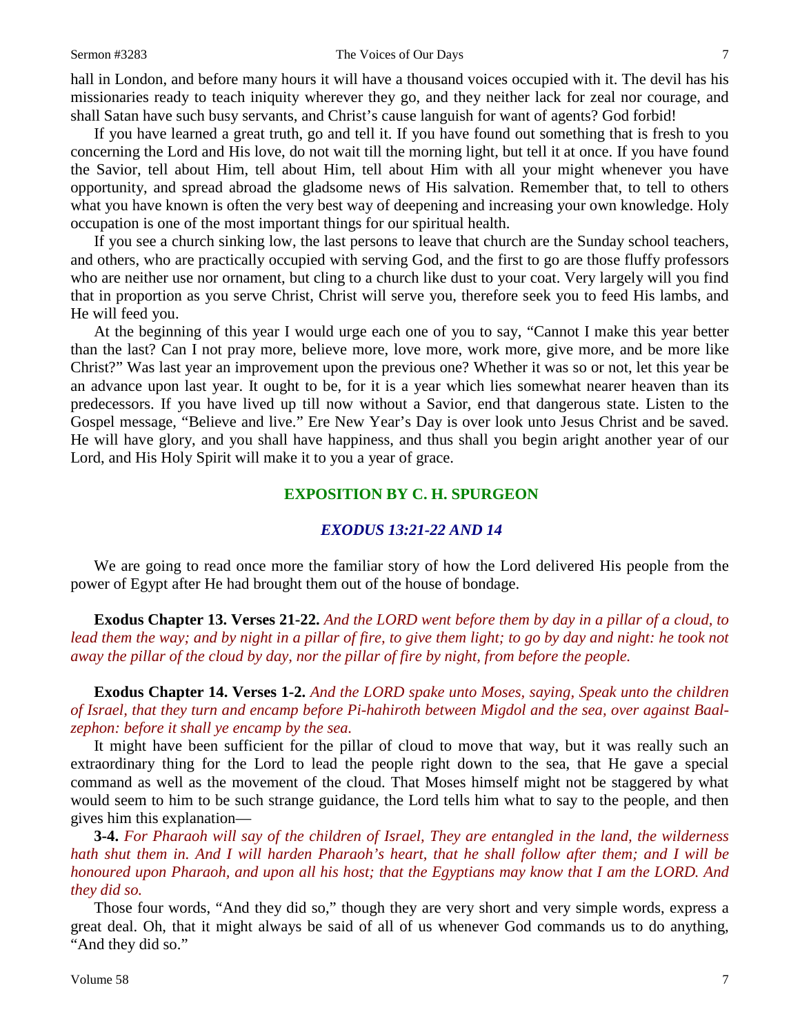hall in London, and before many hours it will have a thousand voices occupied with it. The devil has his missionaries ready to teach iniquity wherever they go, and they neither lack for zeal nor courage, and shall Satan have such busy servants, and Christ's cause languish for want of agents? God forbid!

If you have learned a great truth, go and tell it. If you have found out something that is fresh to you concerning the Lord and His love, do not wait till the morning light, but tell it at once. If you have found the Savior, tell about Him, tell about Him, tell about Him with all your might whenever you have opportunity, and spread abroad the gladsome news of His salvation. Remember that, to tell to others what you have known is often the very best way of deepening and increasing your own knowledge. Holy occupation is one of the most important things for our spiritual health.

If you see a church sinking low, the last persons to leave that church are the Sunday school teachers, and others, who are practically occupied with serving God, and the first to go are those fluffy professors who are neither use nor ornament, but cling to a church like dust to your coat. Very largely will you find that in proportion as you serve Christ, Christ will serve you, therefore seek you to feed His lambs, and He will feed you.

At the beginning of this year I would urge each one of you to say, "Cannot I make this year better than the last? Can I not pray more, believe more, love more, work more, give more, and be more like Christ?" Was last year an improvement upon the previous one? Whether it was so or not, let this year be an advance upon last year. It ought to be, for it is a year which lies somewhat nearer heaven than its predecessors. If you have lived up till now without a Savior, end that dangerous state. Listen to the Gospel message, "Believe and live." Ere New Year's Day is over look unto Jesus Christ and be saved. He will have glory, and you shall have happiness, and thus shall you begin aright another year of our Lord, and His Holy Spirit will make it to you a year of grace.

## EXPOSITION BY C. H. SPURGEON

### *EXODUS 13:21-22 AND 14*

We are going to read once more the familiar story of how the Lord delivered His people from the power of Egypt after He had brought them out of the house of bondage.

**Exodus Chapter 13. Verses 21-22.** *And the LORD went before them by day in a pillar of a cloud, to lead them the way; and by night in a pillar of fire, to give them light; to go by day and night: he took not away the pillar of the cloud by day, nor the pillar of fire by night, from before the people.*

**Exodus Chapter 14. Verses 1-2.** *And the LORD spake unto Moses, saying, Speak unto the children of Israel, that they turn and encamp before Pi-hahiroth between Migdol and the sea, over against Baal-zephon: before it shall ye encamp by the sea.*

It might have been sufficient for the pillar of cloud to move that way, but it was really such an extraordinary thing for the Lord to lead the people right down to the sea, that He gave a special command as well as the movement of the cloud. That Moses himself might not be staggered by what would seem to him to be such strange guidance, the Lord tells him what to say to the people, and then gives him this explanation—

**3-4.** *For Pharaoh will say of the children of Israel, They are entangled in the land, the wilderness hath shut them in. And I will harden Pharaoh's heart, that he shall follow after them; and I will be honoured upon Pharaoh, and upon all his host; that the Egyptians may know that I am the LORD. And they did so.*

Those four words, "And they did so," though they are very short and very simple words, express a great deal. Oh, that it might always be said of all of us whenever God commands us to do anything, "And they did so."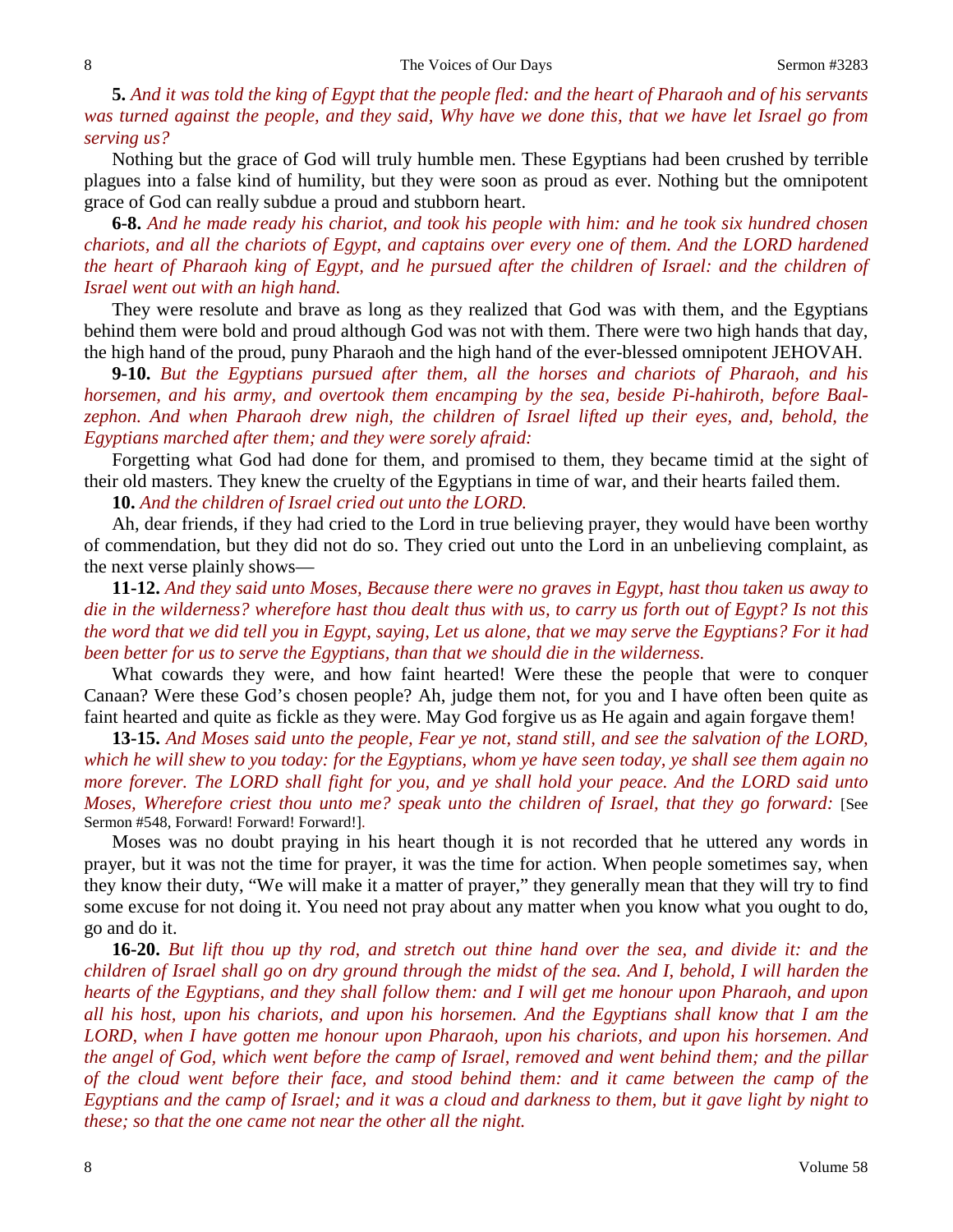**5.** *And it was told the king of Egypt that the people fled: and the heart of Pharaoh and of his servants was turned against the people, and they said, Why have we done this, that we have let Israel go from serving us?*

Nothing but the grace of God will truly humble men. These Egyptians had been crushed by terrible plagues into a false kind of humility, but they were soon as proud as ever. Nothing but the omnipotent grace of God can really subdue a proud and stubborn heart.

**6-8.** *And he made ready his chariot, and took his people with him: and he took six hundred chosen chariots, and all the chariots of Egypt, and captains over every one of them. And the LORD hardened the heart of Pharaoh king of Egypt, and he pursued after the children of Israel: and the children of Israel went out with an high hand.*

They were resolute and brave as long as they realized that God was with them, and the Egyptians behind them were bold and proud although God was not with them. There were two high hands that day, the high hand of the proud, puny Pharaoh and the high hand of the ever-blessed omnipotent JEHOVAH.

**9-10.** *But the Egyptians pursued after them, all the horses and chariots of Pharaoh, and his horsemen, and his army, and overtook them encamping by the sea, beside Pi-hahiroth, before Baal-zephon. And when Pharaoh drew nigh, the children of Israel lifted up their eyes, and, behold, the Egyptians marched after them; and they were sorely afraid:*

Forgetting what God had done for them, and promised to them, they became timid at the sight of their old masters. They knew the cruelty of the Egyptians in time of war, and their hearts failed them.

**10.** *And the children of Israel cried out unto the LORD.*

Ah, dear friends, if they had cried to the Lord in true believing prayer, they would have been worthy of commendation, but they did not do so. They cried out unto the Lord in an unbelieving complaint, as the next verse plainly shows—

**11-12.** *And they said unto Moses, Because there were no graves in Egypt, hast thou taken us away to die in the wilderness? wherefore hast thou dealt thus with us, to carry us forth out of Egypt? Is not this the word that we did tell you in Egypt, saying, Let us alone, that we may serve the Egyptians? For it had been better for us to serve the Egyptians, than that we should die in the wilderness.*

What cowards they were, and how faint hearted! Were these the people that were to conquer Canaan? Were these God's chosen people? Ah, judge them not, for you and I have often been quite as faint hearted and quite as fickle as they were. May God forgive us as He again and again forgave them!

**13-15.** *And Moses said unto the people, Fear ye not, stand still, and see the salvation of the LORD, which he will shew to you today: for the Egyptians, whom ye have seen today, ye shall see them again no more forever. The LORD shall fight for you, and ye shall hold your peace. And the LORD said unto Moses, Wherefore criest thou unto me? speak unto the children of Israel, that they go forward:* [See Sermon #548, Forward! Forward! Forward!].

Moses was no doubt praying in his heart though it is not recorded that he uttered any words in prayer, but it was not the time for prayer, it was the time for action. When people sometimes say, when they know their duty, "We will make it a matter of prayer," they generally mean that they will try to find some excuse for not doing it. You need not pray about any matter when you know what you ought to do, go and do it.

**16-20.** *But lift thou up thy rod, and stretch out thine hand over the sea, and divide it: and the children of Israel shall go on dry ground through the midst of the sea. And I, behold, I will harden the hearts of the Egyptians, and they shall follow them: and I will get me honour upon Pharaoh, and upon all his host, upon his chariots, and upon his horsemen. And the Egyptians shall know that I am the LORD, when I have gotten me honour upon Pharaoh, upon his chariots, and upon his horsemen. And the angel of God, which went before the camp of Israel, removed and went behind them; and the pillar of the cloud went before their face, and stood behind them: and it came between the camp of the Egyptians and the camp of Israel; and it was a cloud and darkness to them, but it gave light by night to these; so that the one came not near the other all the night.*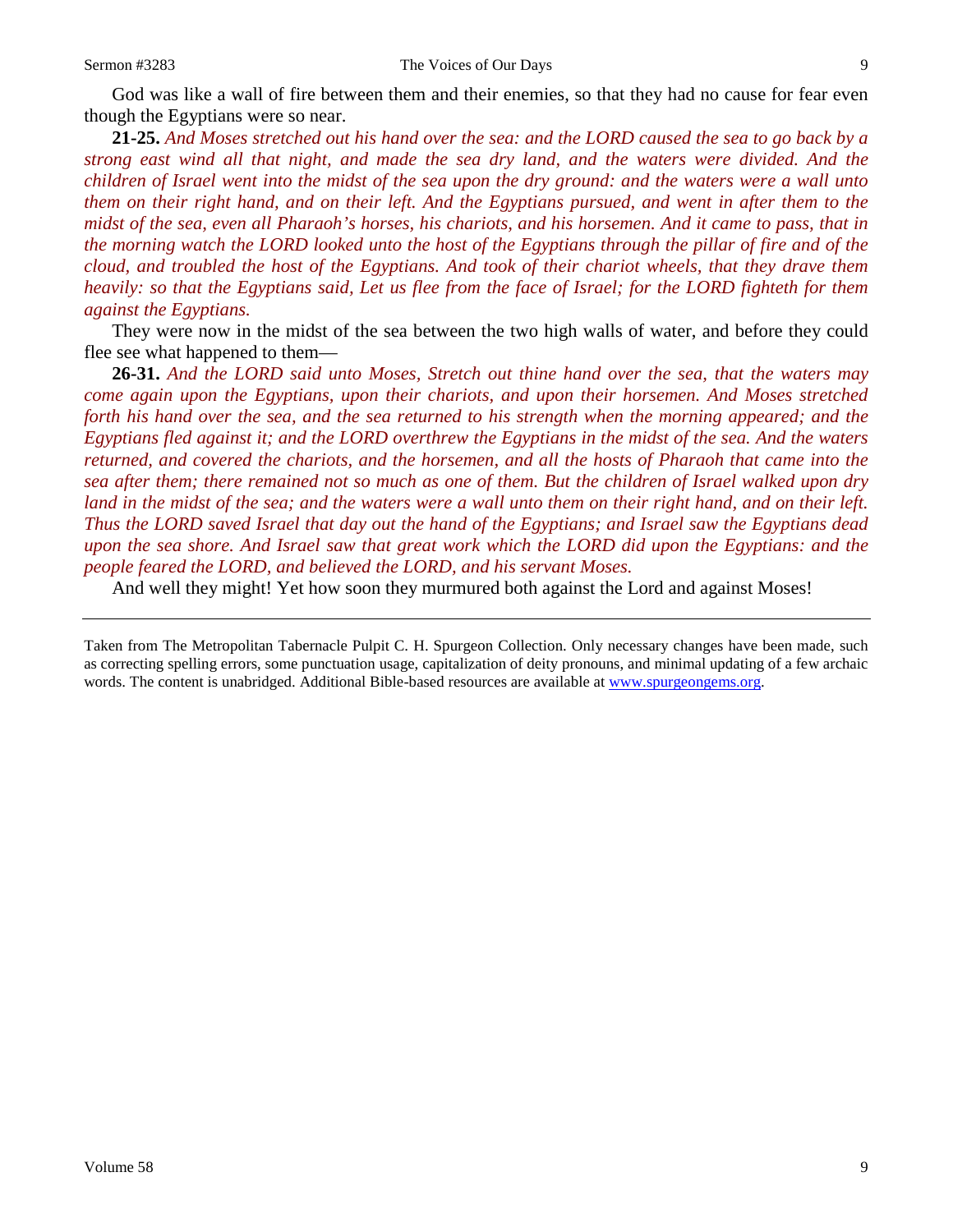God was like a wall of fire between them and their enemies, so that they had no cause for fear even though the Egyptians were so near.

**21-25.** *And Moses stretched out his hand over the sea: and the LORD caused the sea to go back by a strong east wind all that night, and made the sea dry land, and the waters were divided. And the children of Israel went into the midst of the sea upon the dry ground: and the waters were a wall unto them on their right hand, and on their left. And the Egyptians pursued, and went in after them to the midst of the sea, even all Pharaoh's horses, his chariots, and his horsemen. And it came to pass, that in the morning watch the LORD looked unto the host of the Egyptians through the pillar of fire and of the cloud, and troubled the host of the Egyptians. And took of their chariot wheels, that they drave them heavily: so that the Egyptians said, Let us flee from the face of Israel; for the LORD fighteth for them against the Egyptians.*

They were now in the midst of the sea between the two high walls of water, and before they could flee see what happened to them—

**26-31.** *And the LORD said unto Moses, Stretch out thine hand over the sea, that the waters may come again upon the Egyptians, upon their chariots, and upon their horsemen. And Moses stretched forth his hand over the sea, and the sea returned to his strength when the morning appeared; and the Egyptians fled against it; and the LORD overthrew the Egyptians in the midst of the sea. And the waters returned, and covered the chariots, and the horsemen, and all the hosts of Pharaoh that came into the sea after them; there remained not so much as one of them. But the children of Israel walked upon dry land in the midst of the sea; and the waters were a wall unto them on their right hand, and on their left. Thus the LORD saved Israel that day out the hand of the Egyptians; and Israel saw the Egyptians dead upon the sea shore. And Israel saw that great work which the LORD did upon the Egyptians: and the people feared the LORD, and believed the LORD, and his servant Moses.*

And well they might! Yet how soon they murmured both against the Lord and against Moses!

---

Taken from The Metropolitan Tabernacle Pulpit C. H. Spurgeon Collection. Only necessary changes have been made, such as correcting spelling errors, some punctuation usage, capitalization of deity pronouns, and minimal updating of a few archaic words. The content is unabridged. Additional Bible-based resources are available at www.spurgeongems.org.